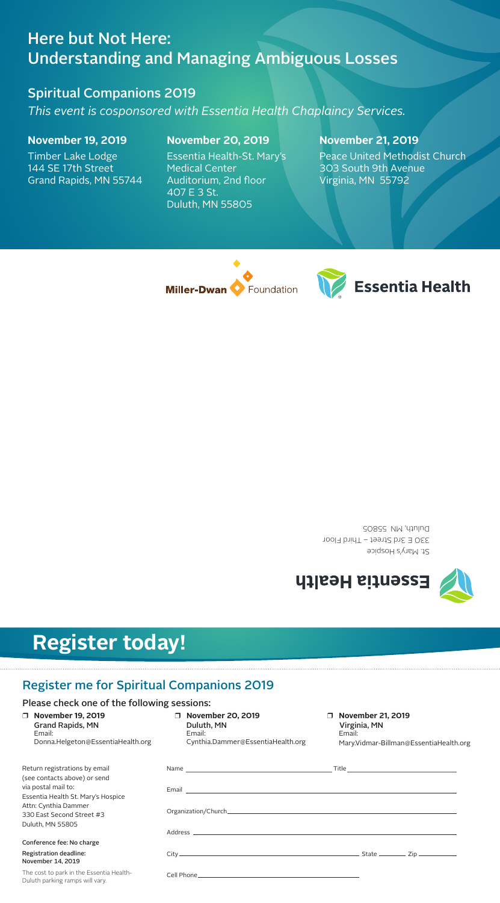# Here but Not Here: Understanding and Managing Ambiguous Losses

## Spiritual Companions 2019

*This event is cosponsored with Essentia Health Chaplaincy Services.*

**November 19, 2019**
Timber Lake Lodge
144 SE 17th Street
Grand Rapids, MN 55744

**November 20, 2019**
Essentia Health-St. Mary's Medical Center
Auditorium, 2nd floor
407 E 3 St.
Duluth, MN 55805

**November 21, 2019**
Peace United Methodist Church
303 South 9th Avenue
Virginia, MN 55792

Miller-Dwan Foundation

Essentia Health

**Essentia Health**

St. Mary's Hospice
330 E 3rd Street – Third Floor
Duluth, MN 55805

# Register today!

## Register me for Spiritual Companions 2019

Please check one of the following sessions:

- ☐ **November 19, 2019**
  Grand Rapids, MN
  Email:
  Donna.Helgeton@EssentiaHealth.org
- ☐ **November 20, 2019**
  Duluth, MN
  Email:
  Cynthia.Dammer@EssentiaHealth.org
- ☐ **November 21, 2019**
  Virginia, MN
  Email:
  Mary.Vidmar-Billman@EssentiaHealth.org

Return registrations by email (see contacts above) or send via postal mail to:
Essentia Health St. Mary's Hospice
Attn: Cynthia Dammer
330 East Second Street #3
Duluth, MN 55805

Conference fee: No charge

Registration deadline:
November 14, 2019

The cost to park in the Essentia Health-Duluth parking ramps will vary.

Name ____________________ Title ____________________

Email ________________________________________

Organization/Church ________________________________________

Address ________________________________________

City ____________________ State ________ Zip ________

Cell Phone ____________________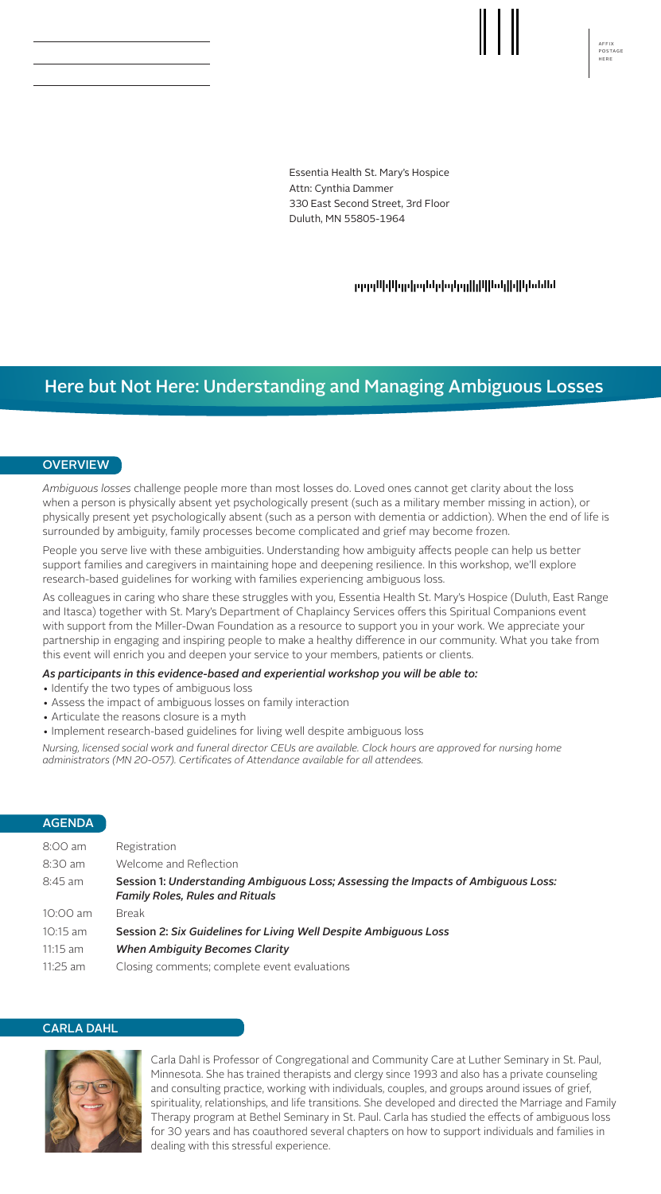AFFIX POSTAGE HERE

Essentia Health St. Mary's Hospice
Attn: Cynthia Dammer
330 East Second Street, 3rd Floor
Duluth, MN 55805-1964

# Here but Not Here: Understanding and Managing Ambiguous Losses

## OVERVIEW

*Ambiguous losses* challenge people more than most losses do. Loved ones cannot get clarity about the loss when a person is physically absent yet psychologically present (such as a military member missing in action), or physically present yet psychologically absent (such as a person with dementia or addiction). When the end of life is surrounded by ambiguity, family processes become complicated and grief may become frozen.

People you serve live with these ambiguities. Understanding how ambiguity affects people can help us better support families and caregivers in maintaining hope and deepening resilience. In this workshop, we'll explore research-based guidelines for working with families experiencing ambiguous loss.

As colleagues in caring who share these struggles with you, Essentia Health St. Mary's Hospice (Duluth, East Range and Itasca) together with St. Mary's Department of Chaplaincy Services offers this Spiritual Companions event with support from the Miller-Dwan Foundation as a resource to support you in your work. We appreciate your partnership in engaging and inspiring people to make a healthy difference in our community. What you take from this event will enrich you and deepen your service to your members, patients or clients.

***As participants in this evidence-based and experiential workshop you will be able to:***

- Identify the two types of ambiguous loss
- Assess the impact of ambiguous losses on family interaction
- Articulate the reasons closure is a myth
- Implement research-based guidelines for living well despite ambiguous loss

*Nursing, licensed social work and funeral director CEUs are available. Clock hours are approved for nursing home administrators (MN 20-057). Certificates of Attendance available for all attendees.*

## AGENDA

| | |
|---|---|
| 8:00 am | Registration |
| 8:30 am | Welcome and Reflection |
| 8:45 am | **Session 1: *Understanding Ambiguous Loss; Assessing the Impacts of Ambiguous Loss: Family Roles, Rules and Rituals*** |
| 10:00 am | Break |
| 10:15 am | **Session 2: *Six Guidelines for Living Well Despite Ambiguous Loss*** |
| 11:15 am | ***When Ambiguity Becomes Clarity*** |
| 11:25 am | Closing comments; complete event evaluations |

## CARLA DAHL

Carla Dahl is Professor of Congregational and Community Care at Luther Seminary in St. Paul, Minnesota. She has trained therapists and clergy since 1993 and also has a private counseling and consulting practice, working with individuals, couples, and groups around issues of grief, spirituality, relationships, and life transitions. She developed and directed the Marriage and Family Therapy program at Bethel Seminary in St. Paul. Carla has studied the effects of ambiguous loss for 30 years and has coauthored several chapters on how to support individuals and families in dealing with this stressful experience.